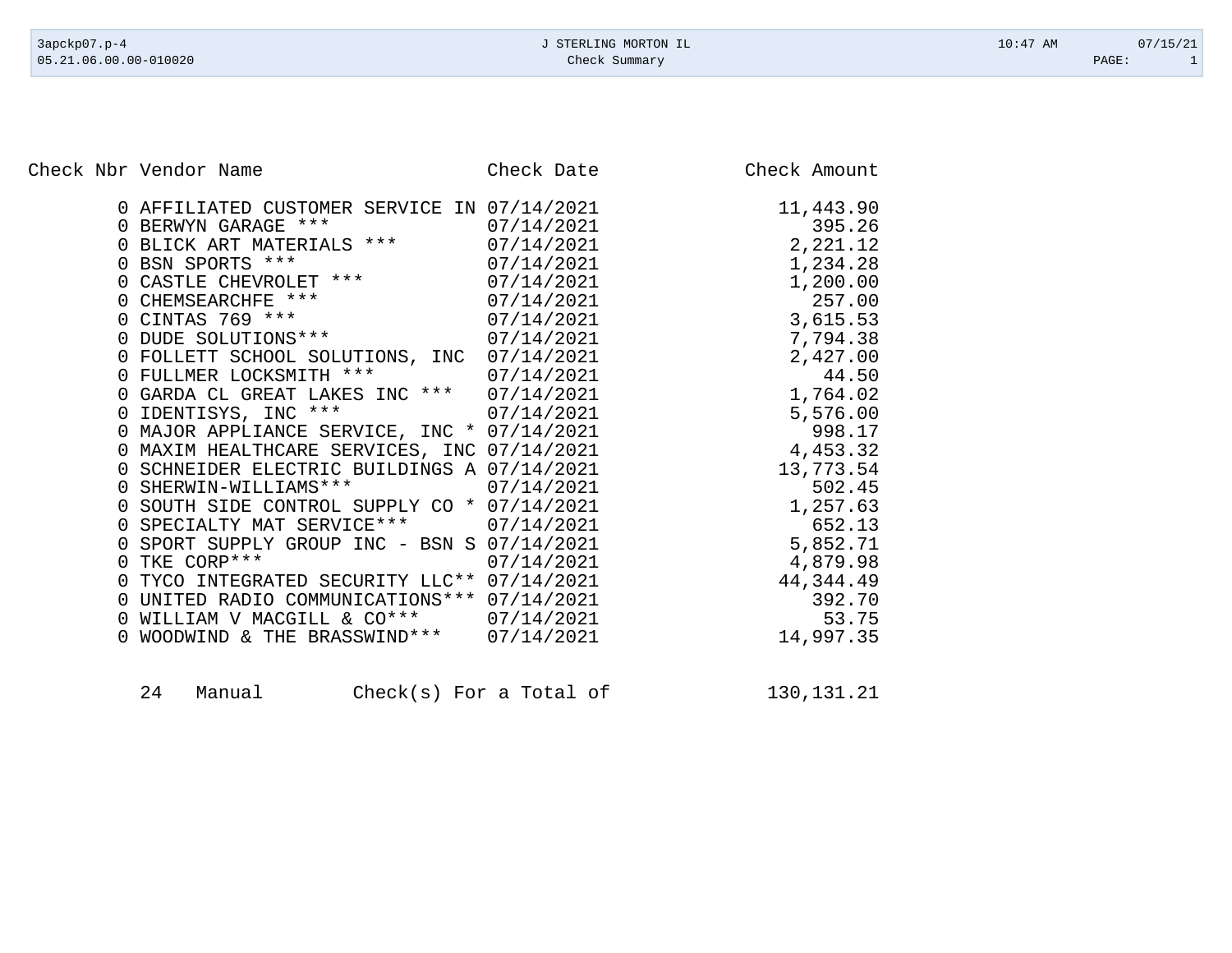| Check Nbr | Vendor Name | Check Date | Check Amount |
|---|---|---|---|
| 0 | AFFILIATED CUSTOMER SERVICE IN | 07/14/2021 | 11,443.90 |
| 0 | BERWYN GARAGE *** | 07/14/2021 | 395.26 |
| 0 | BLICK ART MATERIALS *** | 07/14/2021 | 2,221.12 |
| 0 | BSN SPORTS *** | 07/14/2021 | 1,234.28 |
| 0 | CASTLE CHEVROLET *** | 07/14/2021 | 1,200.00 |
| 0 | CHEMSEARCHFE *** | 07/14/2021 | 257.00 |
| 0 | CINTAS 769 *** | 07/14/2021 | 3,615.53 |
| 0 | DUDE SOLUTIONS*** | 07/14/2021 | 7,794.38 |
| 0 | FOLLETT SCHOOL SOLUTIONS, INC | 07/14/2021 | 2,427.00 |
| 0 | FULLMER LOCKSMITH *** | 07/14/2021 | 44.50 |
| 0 | GARDA CL GREAT LAKES INC *** | 07/14/2021 | 1,764.02 |
| 0 | IDENTISYS, INC *** | 07/14/2021 | 5,576.00 |
| 0 | MAJOR APPLIANCE SERVICE, INC * | 07/14/2021 | 998.17 |
| 0 | MAXIM HEALTHCARE SERVICES, INC | 07/14/2021 | 4,453.32 |
| 0 | SCHNEIDER ELECTRIC BUILDINGS A | 07/14/2021 | 13,773.54 |
| 0 | SHERWIN-WILLIAMS*** | 07/14/2021 | 502.45 |
| 0 | SOUTH SIDE CONTROL SUPPLY CO * | 07/14/2021 | 1,257.63 |
| 0 | SPECIALTY MAT SERVICE*** | 07/14/2021 | 652.13 |
| 0 | SPORT SUPPLY GROUP INC - BSN S | 07/14/2021 | 5,852.71 |
| 0 | TKE CORP*** | 07/14/2021 | 4,879.98 |
| 0 | TYCO INTEGRATED SECURITY LLC** | 07/14/2021 | 44,344.49 |
| 0 | UNITED RADIO COMMUNICATIONS*** | 07/14/2021 | 392.70 |
| 0 | WILLIAM V MACGILL & CO*** | 07/14/2021 | 53.75 |
| 0 | WOODWIND & THE BRASSWIND*** | 07/14/2021 | 14,997.35 |

24 Manual Check(s) For a Total of 130,131.21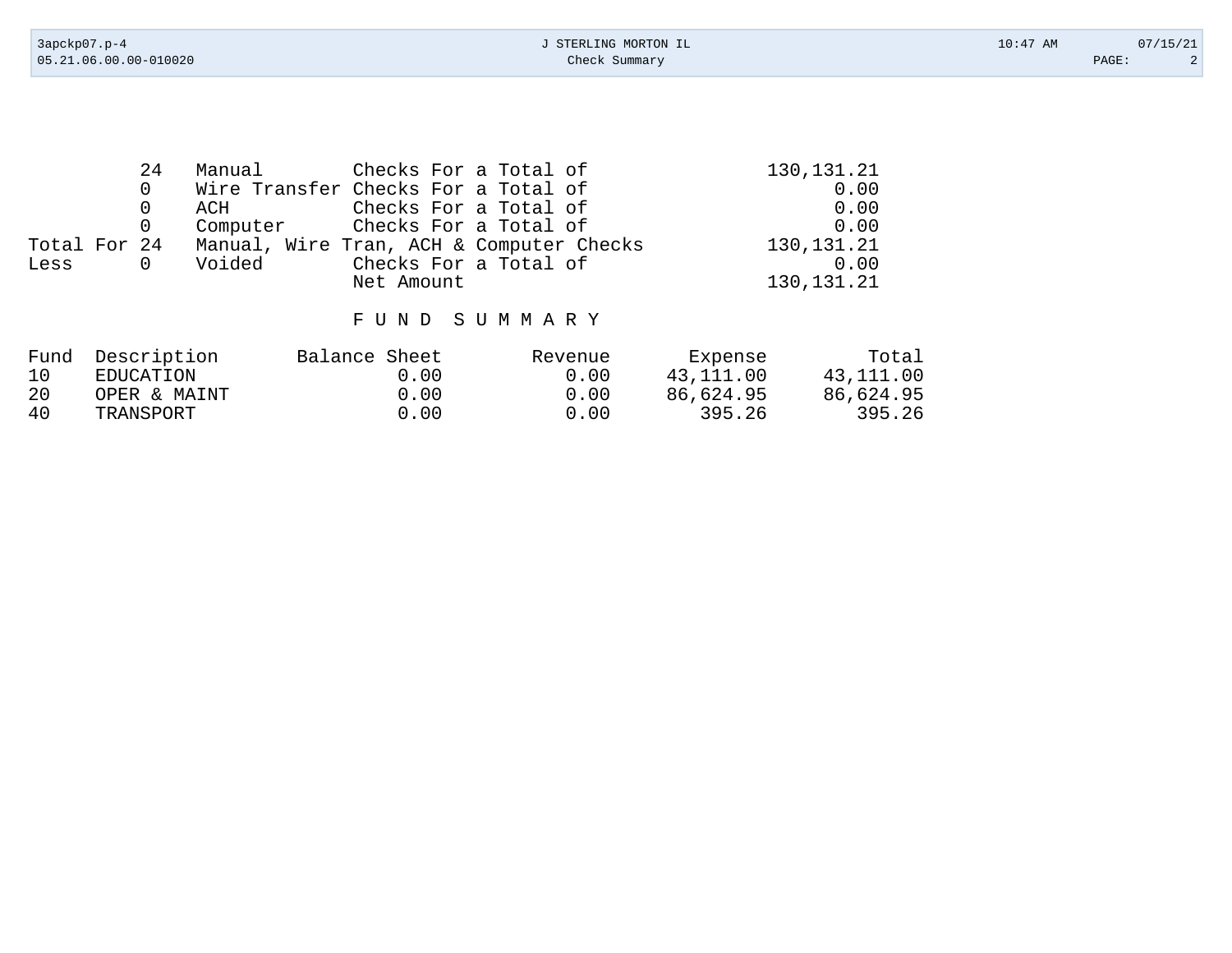| | | | |
|---|---|---|---|
| | 24 | Manual Checks For a Total of | 130,131.21 |
| | 0 | Wire Transfer Checks For a Total of | 0.00 |
| | 0 | ACH Checks For a Total of | 0.00 |
| | 0 | Computer Checks For a Total of | 0.00 |
| Total For | 24 | Manual, Wire Tran, ACH & Computer Checks | 130,131.21 |
| Less | 0 | Voided Checks For a Total of | 0.00 |
| | | Net Amount | 130,131.21 |

## F U N D S U M M A R Y

| Fund | Description | Balance Sheet | Revenue | Expense | Total |
|---|---|---|---|---|---|
| 10 | EDUCATION | 0.00 | 0.00 | 43,111.00 | 43,111.00 |
| 20 | OPER & MAINT | 0.00 | 0.00 | 86,624.95 | 86,624.95 |
| 40 | TRANSPORT | 0.00 | 0.00 | 395.26 | 395.26 |